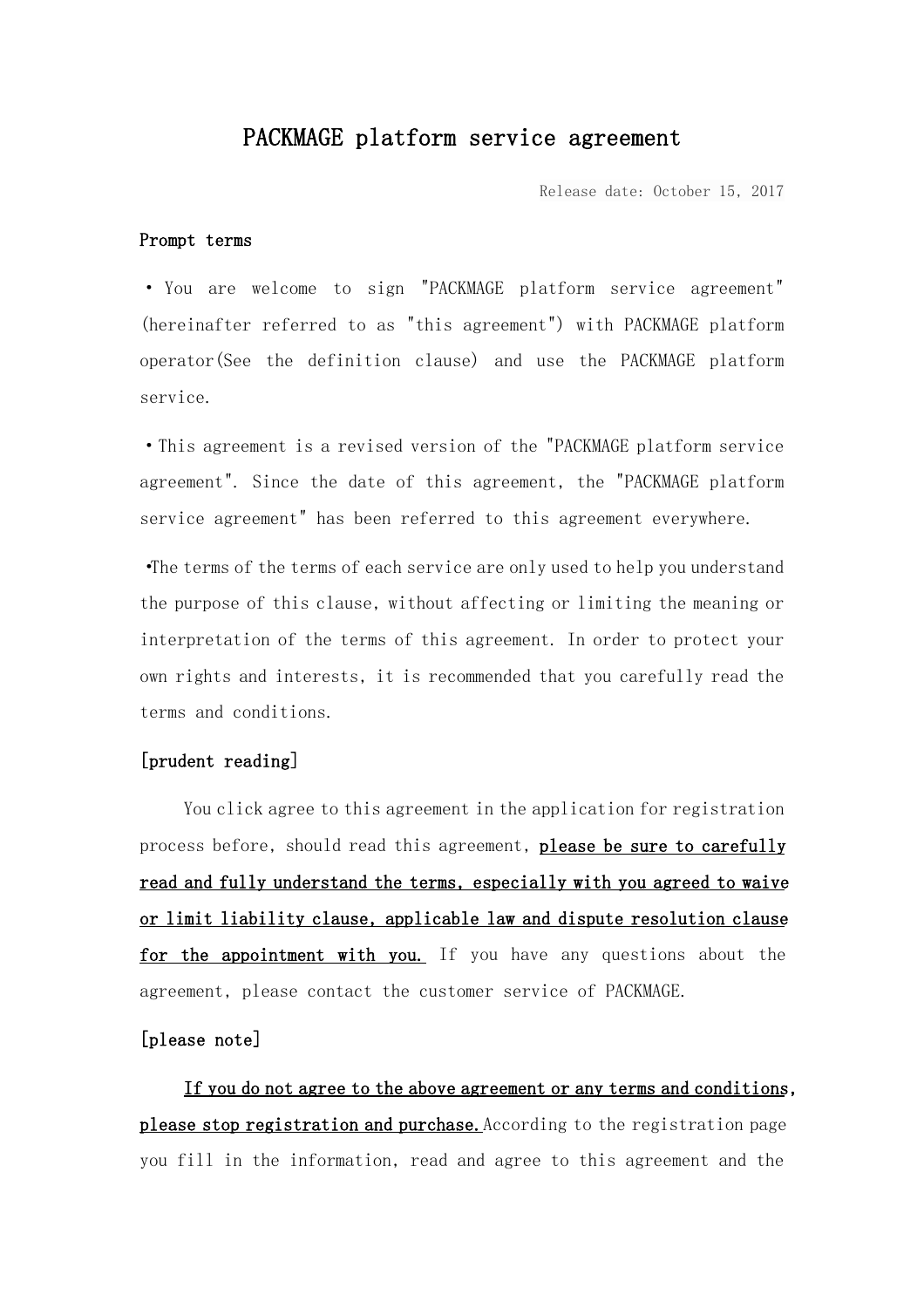# PACKMAGE platform service agreement

Release date: October 15, 2017

## Prompt terms

・ You are welcome to sign "PACKMAGE platform service agreement" (hereinafter referred to as "this agreement") with PACKMAGE platform operator(See the definition clause) and use the PACKMAGE platform service.

・This agreement is a revised version of the "PACKMAGE platform service agreement". Since the date of this agreement, the "PACKMAGE platform service agreement" has been referred to this agreement everywhere.

•The terms of the terms of each service are only used to help you understand the purpose of this clause, without affecting or limiting the meaning or interpretation of the terms of this agreement. In order to protect your own rights and interests, it is recommended that you carefully read the terms and conditions.

## [prudent reading]

You click agree to this agreement in the application for registration process before, should read this agreement, **please be sure to carefully read and fully understand the terms, especially with you agreed to waive or limit liability clause, applicable law and dispute resolution clause for the appointment with you.** If you have any questions about the agreement, please contact the customer service of PACKMAGE.

## [please note]

**If you do not agree to the above agreement or any terms and conditions, please stop registration and purchase.** According to the registration page you fill in the information, read and agree to this agreement and the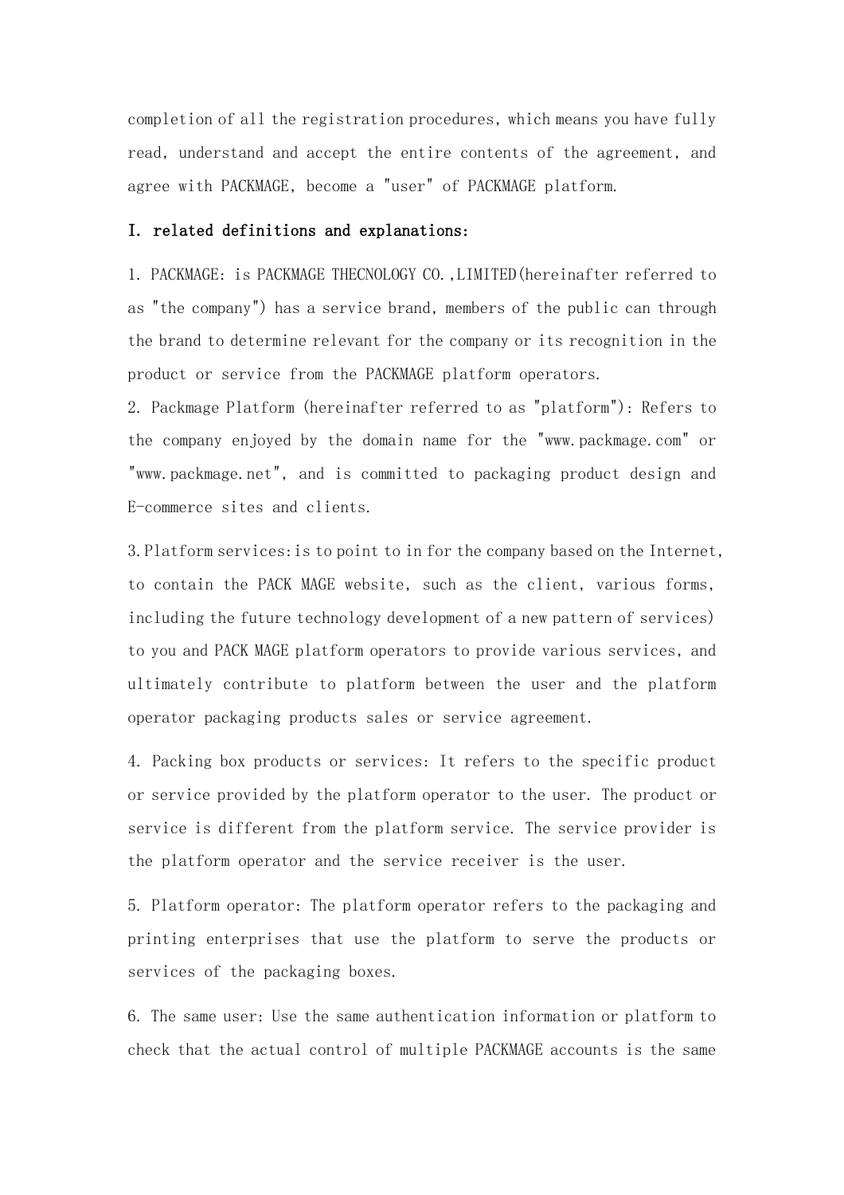completion of all the registration procedures, which means you have fully read, understand and accept the entire contents of the agreement, and agree with PACKMAGE, become a "user" of PACKMAGE platform.

## I. related definitions and explanations:

1. PACKMAGE: is PACKMAGE THECNOLOGY CO.,LIMITED(hereinafter referred to as "the company") has a service brand, members of the public can through the brand to determine relevant for the company or its recognition in the product or service from the PACKMAGE platform operators.

2. Packmage Platform (hereinafter referred to as "platform"): Refers to the company enjoyed by the domain name for the "www.packmage.com" or "www.packmage.net", and is committed to packaging product design and E-commerce sites and clients.

3. Platform services: is to point to in for the company based on the Internet, to contain the PACK MAGE website, such as the client, various forms, including the future technology development of a new pattern of services) to you and PACK MAGE platform operators to provide various services, and ultimately contribute to platform between the user and the platform operator packaging products sales or service agreement.

4. Packing box products or services: It refers to the specific product or service provided by the platform operator to the user. The product or service is different from the platform service. The service provider is the platform operator and the service receiver is the user.

5. Platform operator: The platform operator refers to the packaging and printing enterprises that use the platform to serve the products or services of the packaging boxes.

6. The same user: Use the same authentication information or platform to check that the actual control of multiple PACKMAGE accounts is the same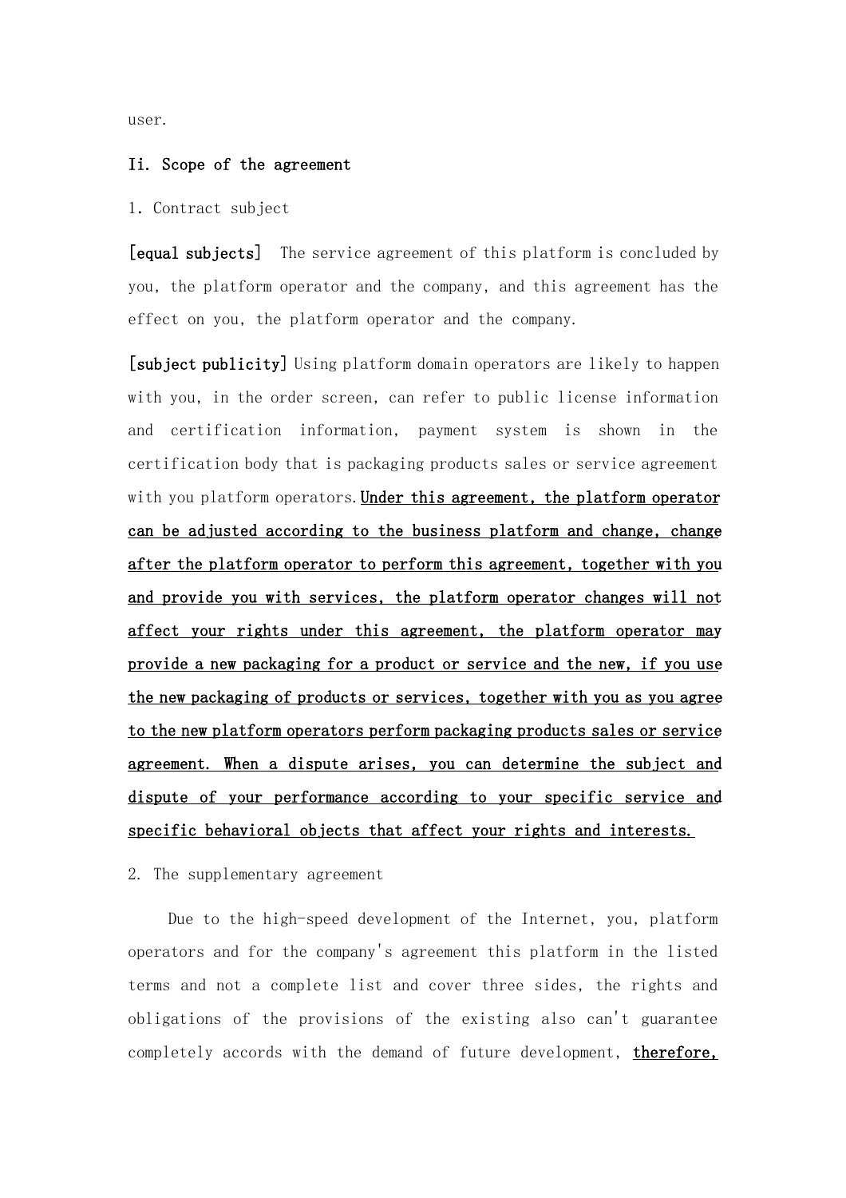user.

**Ii. Scope of the agreement**

1. Contract subject

**[equal subjects]** The service agreement of this platform is concluded by you, the platform operator and the company, and this agreement has the effect on you, the platform operator and the company.

**[subject publicity]** Using platform domain operators are likely to happen with you, in the order screen, can refer to public license information and certification information, payment system is shown in the certification body that is packaging products sales or service agreement with you platform operators. **Under this agreement, the platform operator can be adjusted according to the business platform and change, change after the platform operator to perform this agreement, together with you and provide you with services, the platform operator changes will not affect your rights under this agreement, the platform operator may provide a new packaging for a product or service and the new, if you use the new packaging of products or services, together with you as you agree to the new platform operators perform packaging products sales or service agreement. When a dispute arises, you can determine the subject and dispute of your performance according to your specific service and specific behavioral objects that affect your rights and interests.**

2. The supplementary agreement

Due to the high-speed development of the Internet, you, platform operators and for the company's agreement this platform in the listed terms and not a complete list and cover three sides, the rights and obligations of the provisions of the existing also can't guarantee completely accords with the demand of future development, **therefore,**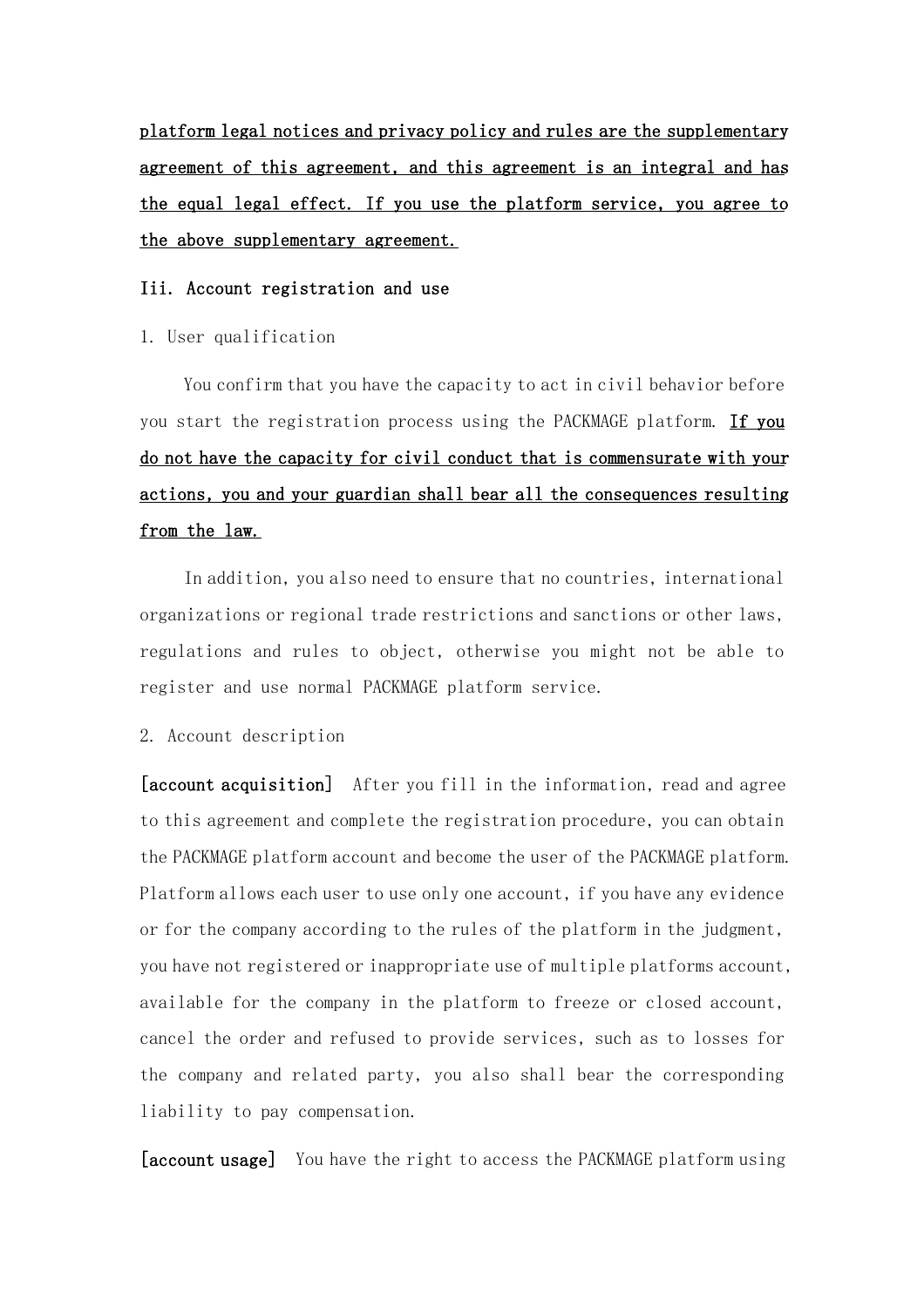<u>platform legal notices and privacy policy and rules are the supplementary agreement of this agreement, and this agreement is an integral and has the equal legal effect. If you use the platform service, you agree to the above supplementary agreement.</u>

## Iii. Account registration and use

### 1. User qualification

You confirm that you have the capacity to act in civil behavior before you start the registration process using the PACKMAGE platform. <u>If you do not have the capacity for civil conduct that is commensurate with your actions, you and your guardian shall bear all the consequences resulting from the law.</u>

In addition, you also need to ensure that no countries, international organizations or regional trade restrictions and sanctions or other laws, regulations and rules to object, otherwise you might not be able to register and use normal PACKMAGE platform service.

### 2. Account description

**[account acquisition]** After you fill in the information, read and agree to this agreement and complete the registration procedure, you can obtain the PACKMAGE platform account and become the user of the PACKMAGE platform. Platform allows each user to use only one account, if you have any evidence or for the company according to the rules of the platform in the judgment, you have not registered or inappropriate use of multiple platforms account, available for the company in the platform to freeze or closed account, cancel the order and refused to provide services, such as to losses for the company and related party, you also shall bear the corresponding liability to pay compensation.

**[account usage]** You have the right to access the PACKMAGE platform using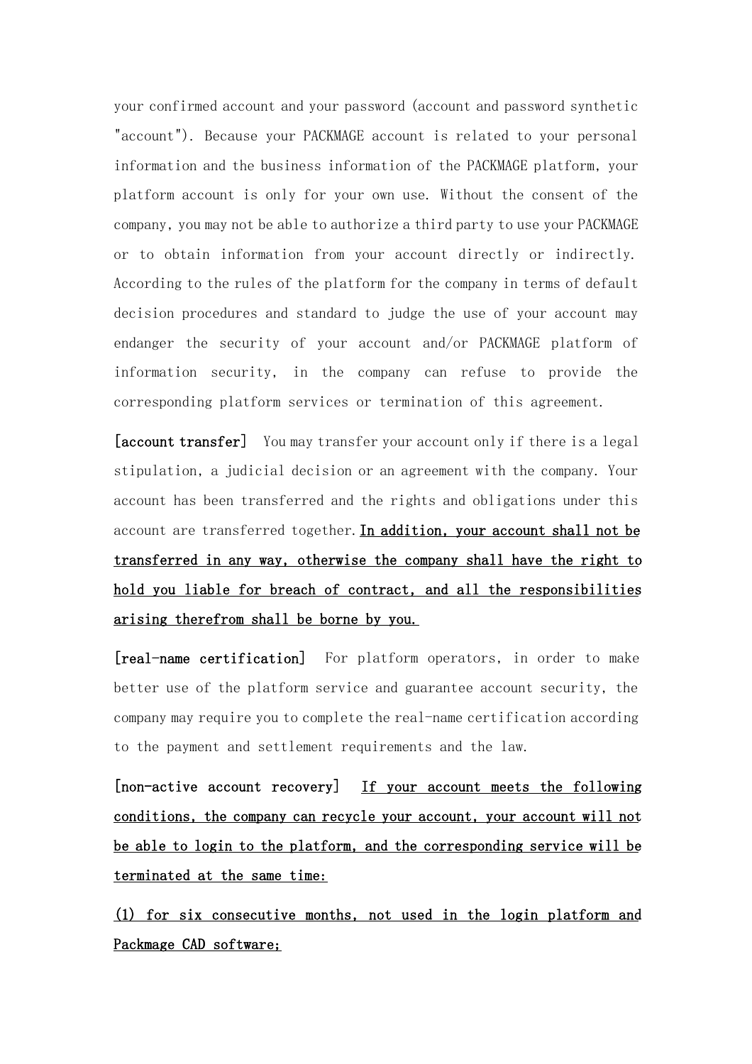your confirmed account and your password (account and password synthetic "account"). Because your PACKMAGE account is related to your personal information and the business information of the PACKMAGE platform, your platform account is only for your own use. Without the consent of the company, you may not be able to authorize a third party to use your PACKMAGE or to obtain information from your account directly or indirectly. According to the rules of the platform for the company in terms of default decision procedures and standard to judge the use of your account may endanger the security of your account and/or PACKMAGE platform of information security, in the company can refuse to provide the corresponding platform services or termination of this agreement.

**[account transfer]** You may transfer your account only if there is a legal stipulation, a judicial decision or an agreement with the company. Your account has been transferred and the rights and obligations under this account are transferred together. **<u>In addition, your account shall not be transferred in any way, otherwise the company shall have the right to hold you liable for breach of contract, and all the responsibilities arising therefrom shall be borne by you.</u>**

**[real-name certification]** For platform operators, in order to make better use of the platform service and guarantee account security, the company may require you to complete the real-name certification according to the payment and settlement requirements and the law.

**[non-active account recovery]** **<u>If your account meets the following conditions, the company can recycle your account, your account will not be able to login to the platform, and the corresponding service will be terminated at the same time:</u>**

**<u>(1) for six consecutive months, not used in the login platform and Packmage CAD software;</u>**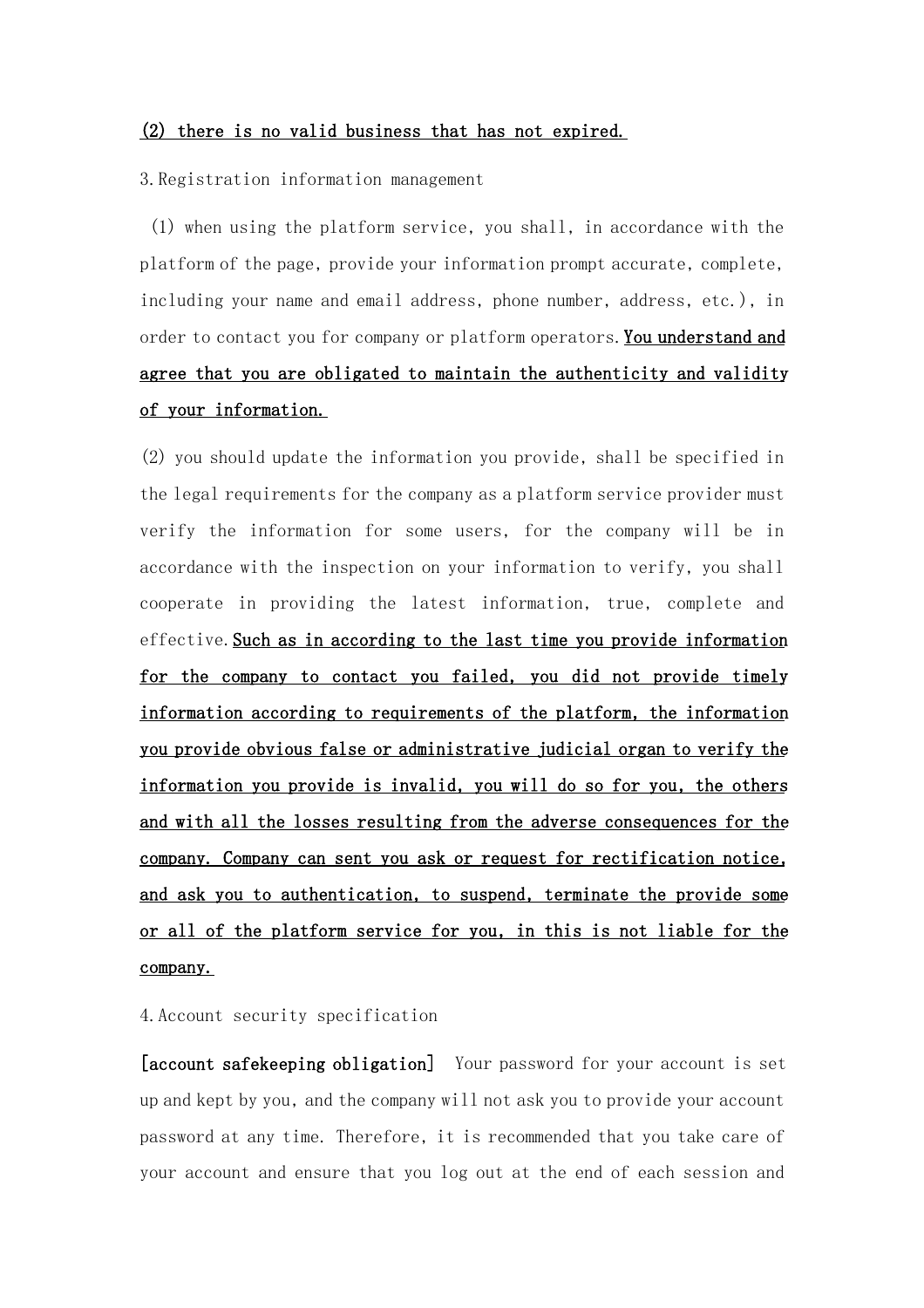**(2) there is no valid business that has not expired.**

3.Registration information management

(1) when using the platform service, you shall, in accordance with the platform of the page, provide your information prompt accurate, complete, including your name and email address, phone number, address, etc.), in order to contact you for company or platform operators. **You understand and agree that you are obligated to maintain the authenticity and validity of your information.**

(2) you should update the information you provide, shall be specified in the legal requirements for the company as a platform service provider must verify the information for some users, for the company will be in accordance with the inspection on your information to verify, you shall cooperate in providing the latest information, true, complete and effective. **Such as in according to the last time you provide information for the company to contact you failed, you did not provide timely information according to requirements of the platform, the information you provide obvious false or administrative judicial organ to verify the information you provide is invalid, you will do so for you, the others and with all the losses resulting from the adverse consequences for the company. Company can sent you ask or request for rectification notice, and ask you to authentication, to suspend, terminate the provide some or all of the platform service for you, in this is not liable for the company.**

4.Account security specification

**[account safekeeping obligation]** Your password for your account is set up and kept by you, and the company will not ask you to provide your account password at any time. Therefore, it is recommended that you take care of your account and ensure that you log out at the end of each session and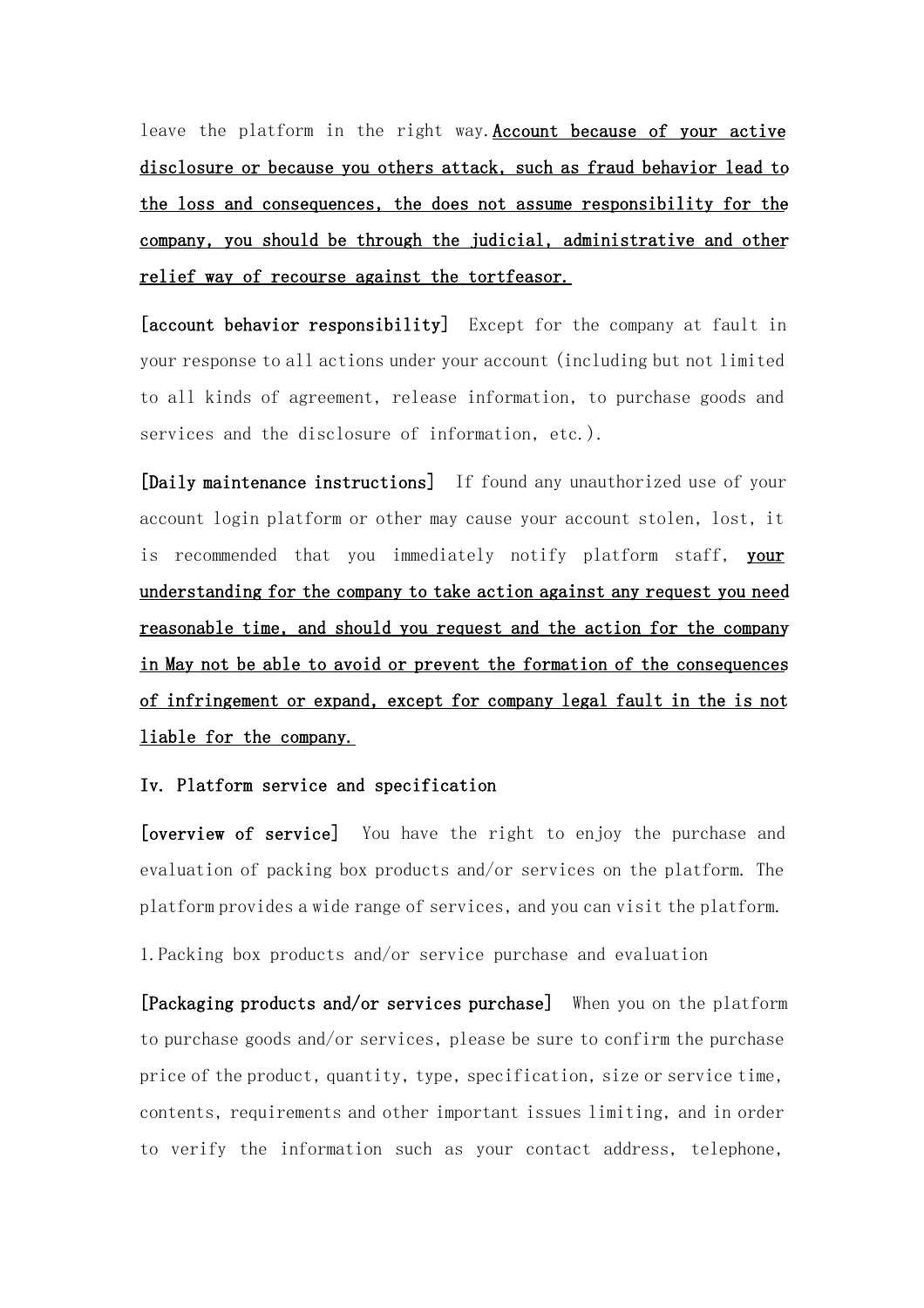leave the platform in the right way. **Account because of your active disclosure or because you others attack, such as fraud behavior lead to the loss and consequences, the does not assume responsibility for the company, you should be through the judicial, administrative and other relief way of recourse against the tortfeasor.**

**[account behavior responsibility]** Except for the company at fault in your response to all actions under your account (including but not limited to all kinds of agreement, release information, to purchase goods and services and the disclosure of information, etc.).

**[Daily maintenance instructions]** If found any unauthorized use of your account login platform or other may cause your account stolen, lost, it is recommended that you immediately notify platform staff, **your understanding for the company to take action against any request you need reasonable time, and should you request and the action for the company in May not be able to avoid or prevent the formation of the consequences of infringement or expand, except for company legal fault in the is not liable for the company.**

## Iv. Platform service and specification

**[overview of service]** You have the right to enjoy the purchase and evaluation of packing box products and/or services on the platform. The platform provides a wide range of services, and you can visit the platform.

1. Packing box products and/or service purchase and evaluation

**[Packaging products and/or services purchase]** When you on the platform to purchase goods and/or services, please be sure to confirm the purchase price of the product, quantity, type, specification, size or service time, contents, requirements and other important issues limiting, and in order to verify the information such as your contact address, telephone,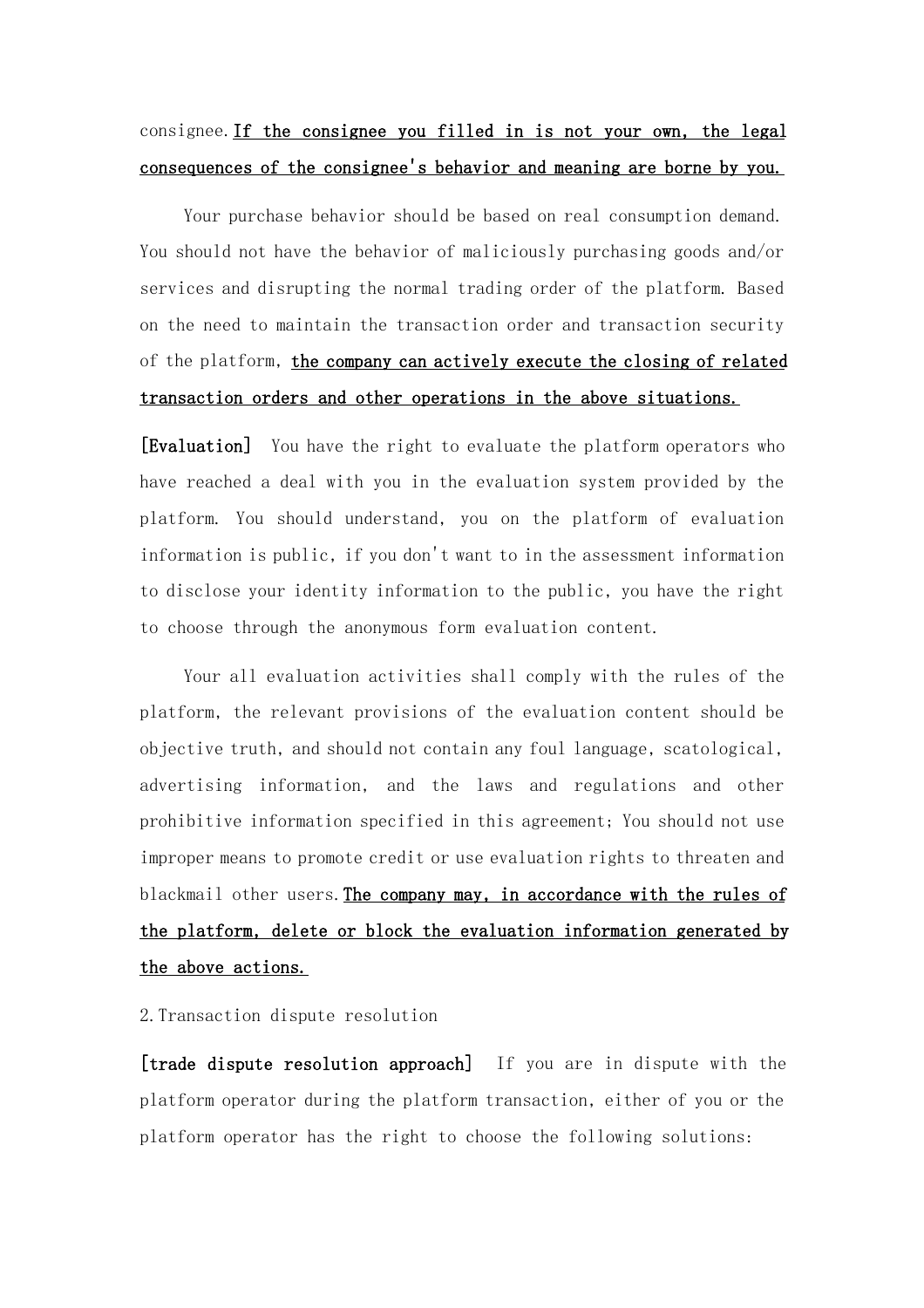consignee. **If the consignee you filled in is not your own, the legal consequences of the consignee's behavior and meaning are borne by you.**

Your purchase behavior should be based on real consumption demand. You should not have the behavior of maliciously purchasing goods and/or services and disrupting the normal trading order of the platform. Based on the need to maintain the transaction order and transaction security of the platform, **the company can actively execute the closing of related transaction orders and other operations in the above situations.**

**[Evaluation]** You have the right to evaluate the platform operators who have reached a deal with you in the evaluation system provided by the platform. You should understand, you on the platform of evaluation information is public, if you don't want to in the assessment information to disclose your identity information to the public, you have the right to choose through the anonymous form evaluation content.

Your all evaluation activities shall comply with the rules of the platform, the relevant provisions of the evaluation content should be objective truth, and should not contain any foul language, scatological, advertising information, and the laws and regulations and other prohibitive information specified in this agreement; You should not use improper means to promote credit or use evaluation rights to threaten and blackmail other users. **The company may, in accordance with the rules of the platform, delete or block the evaluation information generated by the above actions.**

2.Transaction dispute resolution

**[trade dispute resolution approach]** If you are in dispute with the platform operator during the platform transaction, either of you or the platform operator has the right to choose the following solutions: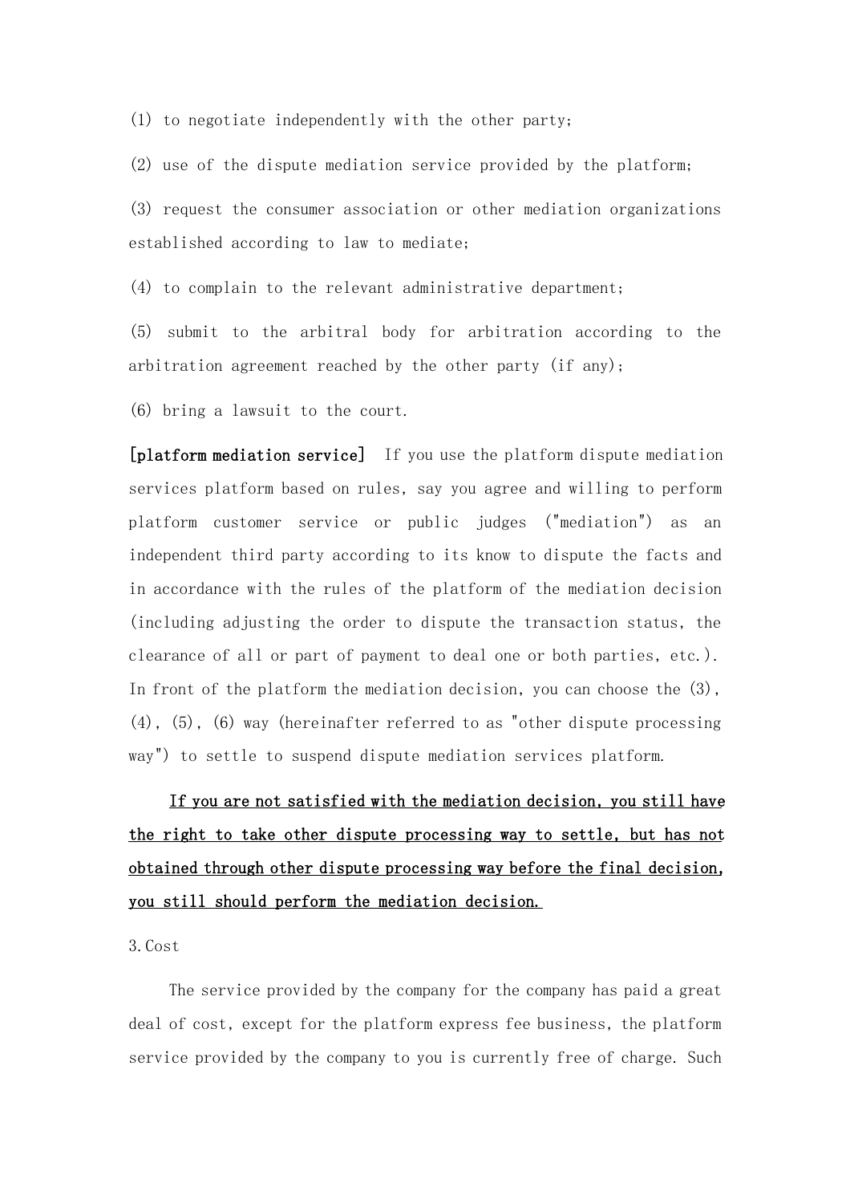(1) to negotiate independently with the other party;

(2) use of the dispute mediation service provided by the platform;

(3) request the consumer association or other mediation organizations established according to law to mediate;

(4) to complain to the relevant administrative department;

(5) submit to the arbitral body for arbitration according to the arbitration agreement reached by the other party (if any);

(6) bring a lawsuit to the court.

**[platform mediation service]** If you use the platform dispute mediation services platform based on rules, say you agree and willing to perform platform customer service or public judges ("mediation") as an independent third party according to its know to dispute the facts and in accordance with the rules of the platform of the mediation decision (including adjusting the order to dispute the transaction status, the clearance of all or part of payment to deal one or both parties, etc.). In front of the platform the mediation decision, you can choose the (3), (4), (5), (6) way (hereinafter referred to as "other dispute processing way") to settle to suspend dispute mediation services platform.

<u>If you are not satisfied with the mediation decision, you still have the right to take other dispute processing way to settle, but has not obtained through other dispute processing way before the final decision, you still should perform the mediation decision.</u>

3.Cost

The service provided by the company for the company has paid a great deal of cost, except for the platform express fee business, the platform service provided by the company to you is currently free of charge. Such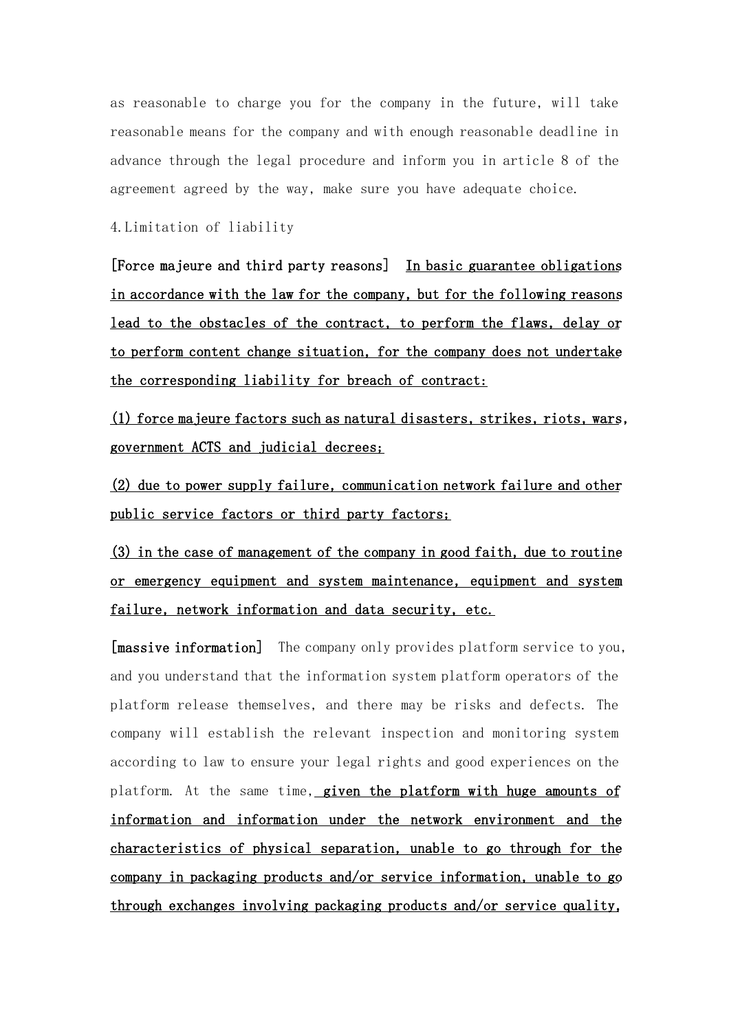as reasonable to charge you for the company in the future, will take reasonable means for the company and with enough reasonable deadline in advance through the legal procedure and inform you in article 8 of the agreement agreed by the way, make sure you have adequate choice.

4.Limitation of liability

**[Force majeure and third party reasons]** <u>**In basic guarantee obligations in accordance with the law for the company, but for the following reasons lead to the obstacles of the contract, to perform the flaws, delay or to perform content change situation, for the company does not undertake the corresponding liability for breach of contract:**</u>

<u>**(1) force majeure factors such as natural disasters, strikes, riots, wars, government ACTS and judicial decrees;**</u>

<u>**(2) due to power supply failure, communication network failure and other public service factors or third party factors;**</u>

<u>**(3) in the case of management of the company in good faith, due to routine or emergency equipment and system maintenance, equipment and system failure, network information and data security, etc.**</u>

**[massive information]** The company only provides platform service to you, and you understand that the information system platform operators of the platform release themselves, and there may be risks and defects. The company will establish the relevant inspection and monitoring system according to law to ensure your legal rights and good experiences on the platform. At the same time, <u>**given the platform with huge amounts of information and information under the network environment and the characteristics of physical separation, unable to go through for the company in packaging products and/or service information, unable to go through exchanges involving packaging products and/or service quality,**</u>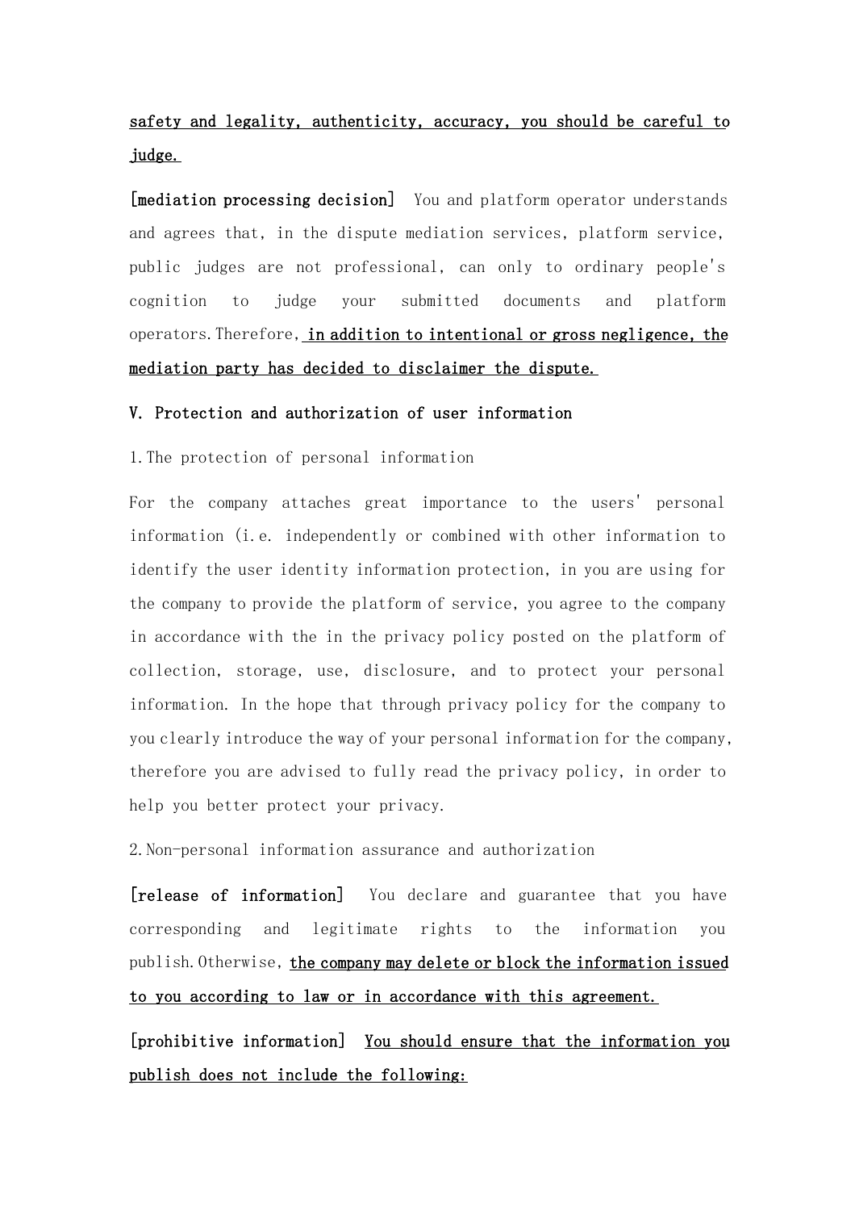safety and legality, authenticity, accuracy, you should be careful to judge.

**[mediation processing decision]** You and platform operator understands and agrees that, in the dispute mediation services, platform service, public judges are not professional, can only to ordinary people's cognition to judge your submitted documents and platform operators. Therefore, **in addition to intentional or gross negligence, the mediation party has decided to disclaimer the dispute.**

## V. Protection and authorization of user information

1. The protection of personal information

For the company attaches great importance to the users' personal information (i.e. independently or combined with other information to identify the user identity information protection, in you are using for the company to provide the platform of service, you agree to the company in accordance with the in the privacy policy posted on the platform of collection, storage, use, disclosure, and to protect your personal information. In the hope that through privacy policy for the company to you clearly introduce the way of your personal information for the company, therefore you are advised to fully read the privacy policy, in order to help you better protect your privacy.

2. Non-personal information assurance and authorization

**[release of information]** You declare and guarantee that you have corresponding and legitimate rights to the information you publish. Otherwise, **the company may delete or block the information issued to you according to law or in accordance with this agreement.**

**[prohibitive information]** **You should ensure that the information you publish does not include the following:**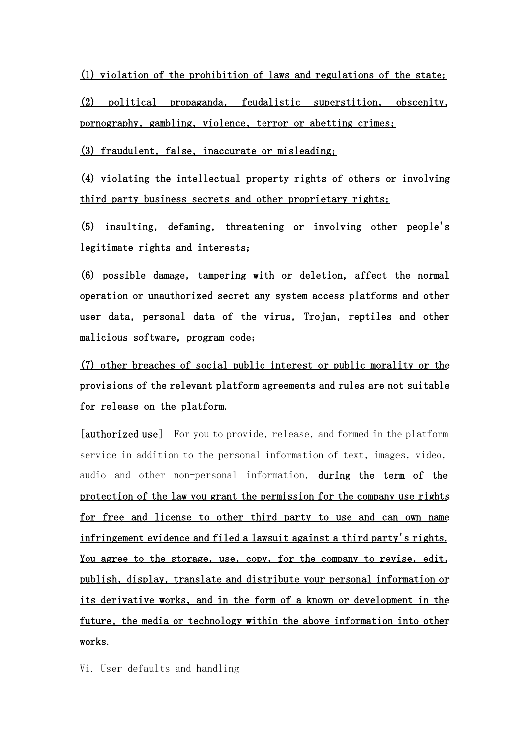(1) violation of the prohibition of laws and regulations of the state;

(2) political propaganda, feudalistic superstition, obscenity, pornography, gambling, violence, terror or abetting crimes;

(3) fraudulent, false, inaccurate or misleading;

(4) violating the intellectual property rights of others or involving third party business secrets and other proprietary rights;

(5) insulting, defaming, threatening or involving other people's legitimate rights and interests;

(6) possible damage, tampering with or deletion, affect the normal operation or unauthorized secret any system access platforms and other user data, personal data of the virus, Trojan, reptiles and other malicious software, program code;

(7) other breaches of social public interest or public morality or the provisions of the relevant platform agreements and rules are not suitable for release on the platform.

**[authorized use]** For you to provide, release, and formed in the platform service in addition to the personal information of text, images, video, audio and other non-personal information, during the term of the protection of the law you grant the permission for the company use rights for free and license to other third party to use and can own name infringement evidence and filed a lawsuit against a third party's rights. You agree to the storage, use, copy, for the company to revise, edit, publish, display, translate and distribute your personal information or its derivative works, and in the form of a known or development in the future, the media or technology within the above information into other works.

Vi. User defaults and handling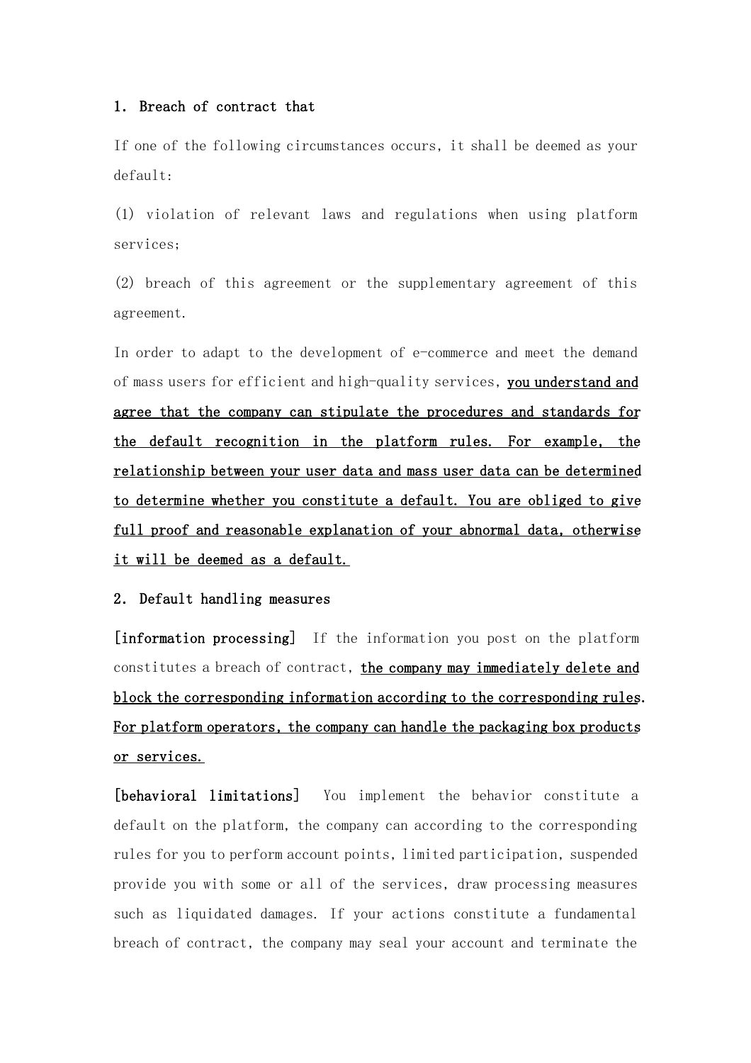## 1. Breach of contract that

If one of the following circumstances occurs, it shall be deemed as your default:

(1) violation of relevant laws and regulations when using platform services;

(2) breach of this agreement or the supplementary agreement of this agreement.

In order to adapt to the development of e-commerce and meet the demand of mass users for efficient and high-quality services, **you understand and agree that the company can stipulate the procedures and standards for the default recognition in the platform rules. For example, the relationship between your user data and mass user data can be determined to determine whether you constitute a default. You are obliged to give full proof and reasonable explanation of your abnormal data, otherwise it will be deemed as a default.**

## 2. Default handling measures

**[information processing]** If the information you post on the platform constitutes a breach of contract, **the company may immediately delete and block the corresponding information according to the corresponding rules. For platform operators, the company can handle the packaging box products or services.**

**[behavioral limitations]** You implement the behavior constitute a default on the platform, the company can according to the corresponding rules for you to perform account points, limited participation, suspended provide you with some or all of the services, draw processing measures such as liquidated damages. If your actions constitute a fundamental breach of contract, the company may seal your account and terminate the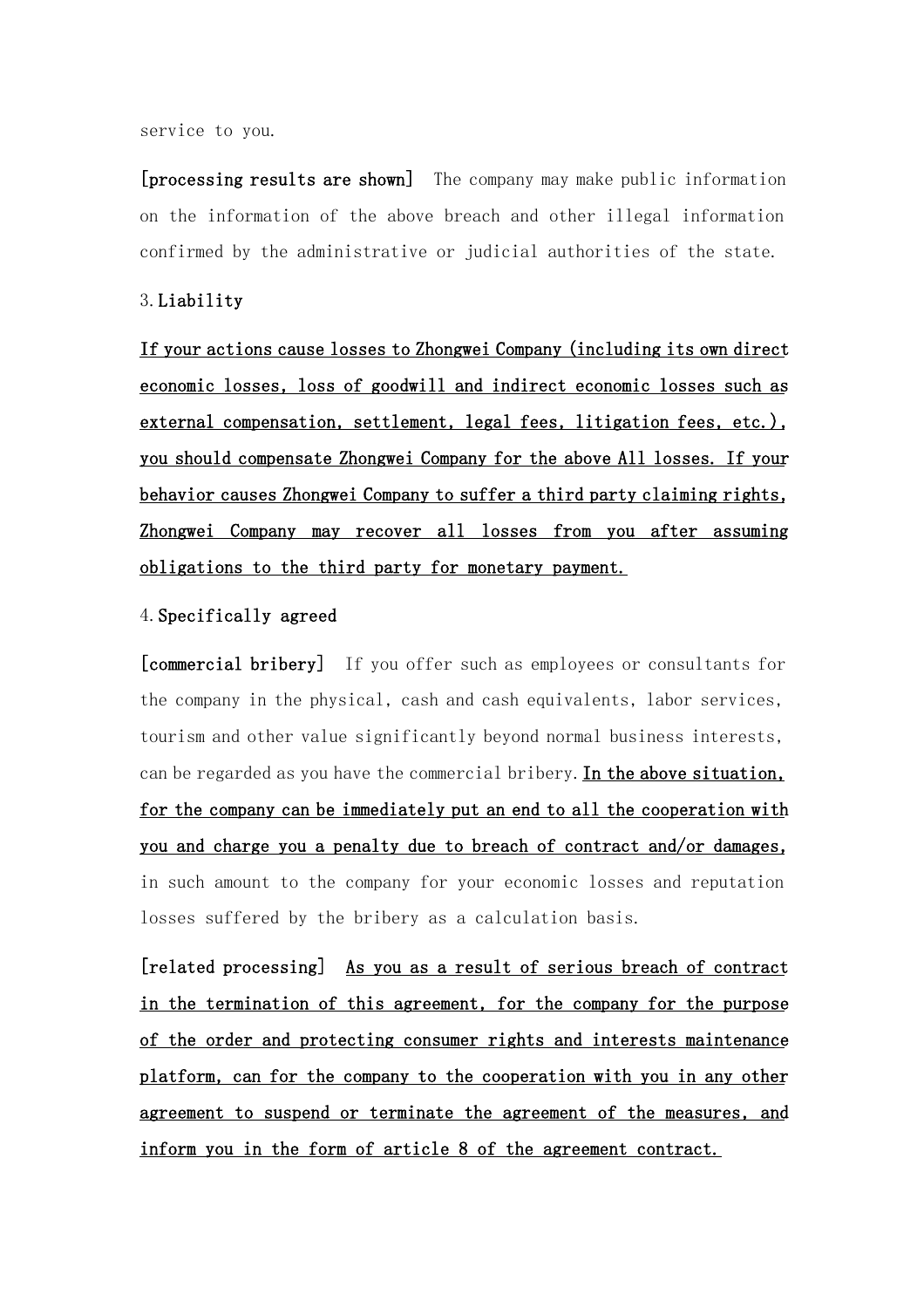service to you.

**[processing results are shown]** The company may make public information on the information of the above breach and other illegal information confirmed by the administrative or judicial authorities of the state.

3. **Liability**

<u>**If your actions cause losses to Zhongwei Company (including its own direct economic losses, loss of goodwill and indirect economic losses such as external compensation, settlement, legal fees, litigation fees, etc.), you should compensate Zhongwei Company for the above All losses. If your behavior causes Zhongwei Company to suffer a third party claiming rights, Zhongwei Company may recover all losses from you after assuming obligations to the third party for monetary payment.**</u>

4. **Specifically agreed**

**[commercial bribery]** If you offer such as employees or consultants for the company in the physical, cash and cash equivalents, labor services, tourism and other value significantly beyond normal business interests, can be regarded as you have the commercial bribery. <u>**In the above situation, for the company can be immediately put an end to all the cooperation with you and charge you a penalty due to breach of contract and/or damages,**</u> in such amount to the company for your economic losses and reputation losses suffered by the bribery as a calculation basis.

[related processing] <u>**As you as a result of serious breach of contract in the termination of this agreement, for the company for the purpose of the order and protecting consumer rights and interests maintenance platform, can for the company to the cooperation with you in any other agreement to suspend or terminate the agreement of the measures, and inform you in the form of article 8 of the agreement contract.**</u>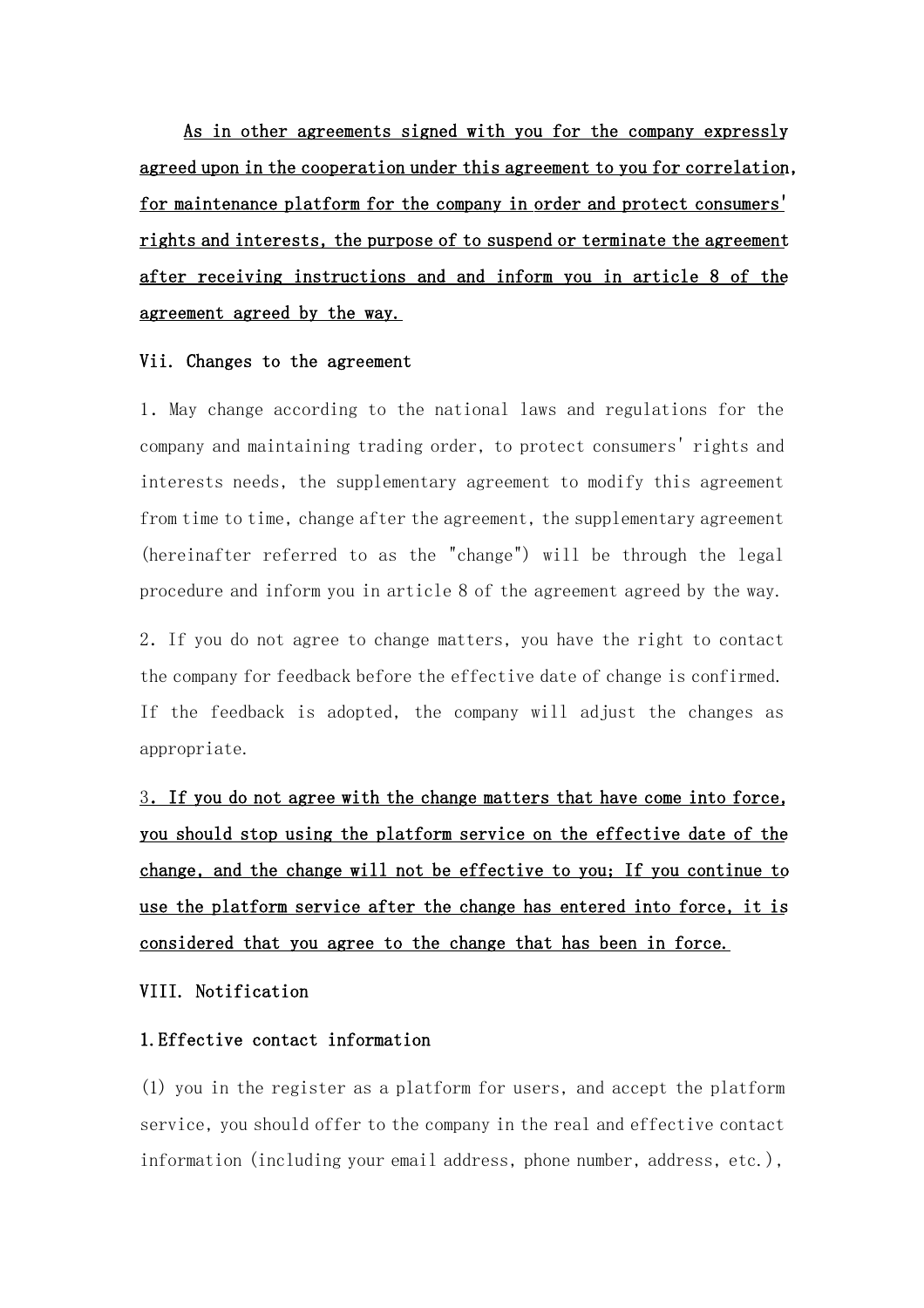As in other agreements signed with you for the company expressly agreed upon in the cooperation under this agreement to you for correlation, for maintenance platform for the company in order and protect consumers' rights and interests, the purpose of to suspend or terminate the agreement after receiving instructions and and inform you in article 8 of the agreement agreed by the way.

Vii. Changes to the agreement

1. May change according to the national laws and regulations for the company and maintaining trading order, to protect consumers' rights and interests needs, the supplementary agreement to modify this agreement from time to time, change after the agreement, the supplementary agreement (hereinafter referred to as the "change") will be through the legal procedure and inform you in article 8 of the agreement agreed by the way.

2. If you do not agree to change matters, you have the right to contact the company for feedback before the effective date of change is confirmed. If the feedback is adopted, the company will adjust the changes as appropriate.

3. If you do not agree with the change matters that have come into force, you should stop using the platform service on the effective date of the change, and the change will not be effective to you; If you continue to use the platform service after the change has entered into force, it is considered that you agree to the change that has been in force.

VIII. Notification

1.Effective contact information

(1) you in the register as a platform for users, and accept the platform service, you should offer to the company in the real and effective contact information (including your email address, phone number, address, etc.),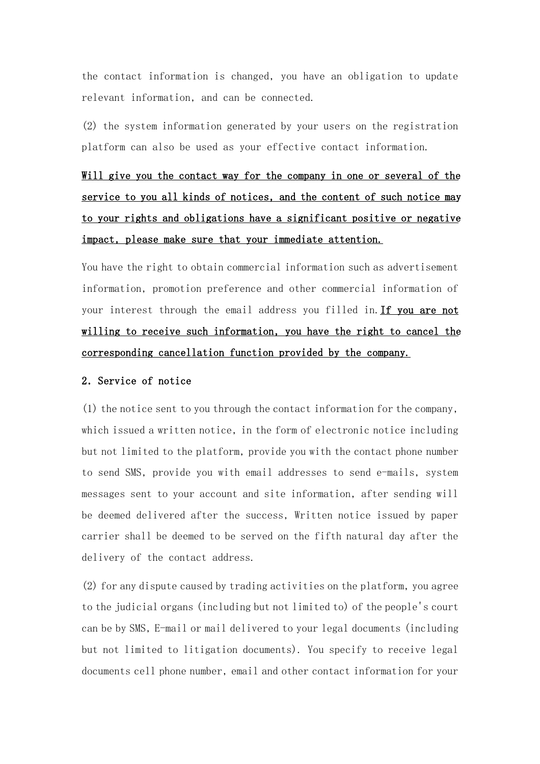the contact information is changed, you have an obligation to update relevant information, and can be connected.

(2) the system information generated by your users on the registration platform can also be used as your effective contact information.

**Will give you the contact way for the company in one or several of the service to you all kinds of notices, and the content of such notice may to your rights and obligations have a significant positive or negative impact, please make sure that your immediate attention.**

You have the right to obtain commercial information such as advertisement information, promotion preference and other commercial information of your interest through the email address you filled in. **If you are not willing to receive such information, you have the right to cancel the corresponding cancellation function provided by the company.**

**2. Service of notice**

(1) the notice sent to you through the contact information for the company, which issued a written notice, in the form of electronic notice including but not limited to the platform, provide you with the contact phone number to send SMS, provide you with email addresses to send e-mails, system messages sent to your account and site information, after sending will be deemed delivered after the success, Written notice issued by paper carrier shall be deemed to be served on the fifth natural day after the delivery of the contact address.

(2) for any dispute caused by trading activities on the platform, you agree to the judicial organs (including but not limited to) of the people's court can be by SMS, E-mail or mail delivered to your legal documents (including but not limited to litigation documents). You specify to receive legal documents cell phone number, email and other contact information for your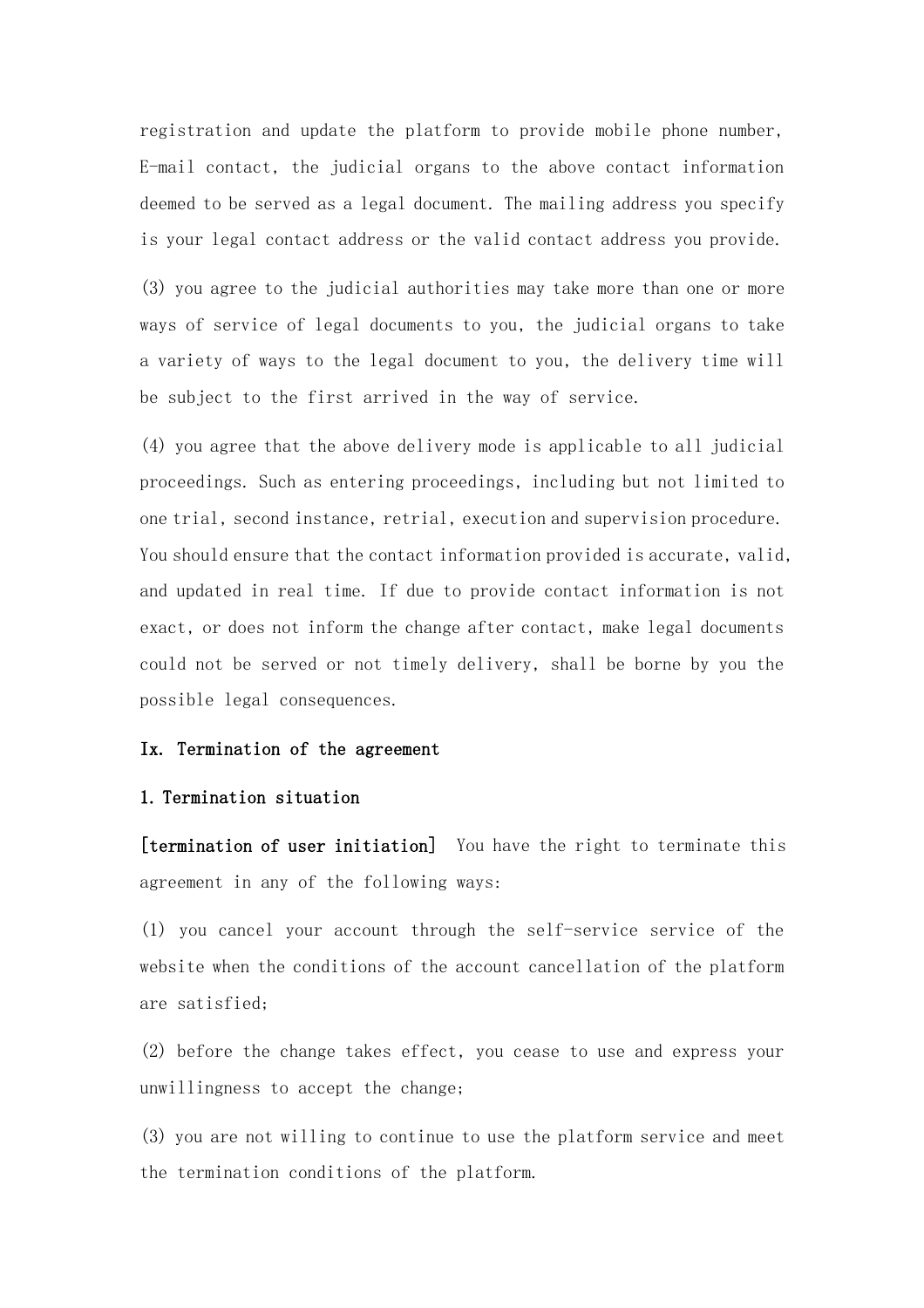registration and update the platform to provide mobile phone number, E-mail contact, the judicial organs to the above contact information deemed to be served as a legal document. The mailing address you specify is your legal contact address or the valid contact address you provide.

(3) you agree to the judicial authorities may take more than one or more ways of service of legal documents to you, the judicial organs to take a variety of ways to the legal document to you, the delivery time will be subject to the first arrived in the way of service.

(4) you agree that the above delivery mode is applicable to all judicial proceedings. Such as entering proceedings, including but not limited to one trial, second instance, retrial, execution and supervision procedure. You should ensure that the contact information provided is accurate, valid, and updated in real time. If due to provide contact information is not exact, or does not inform the change after contact, make legal documents could not be served or not timely delivery, shall be borne by you the possible legal consequences.

**Ix. Termination of the agreement**

**1. Termination situation**

**[termination of user initiation]** You have the right to terminate this agreement in any of the following ways:

(1) you cancel your account through the self-service service of the website when the conditions of the account cancellation of the platform are satisfied;

(2) before the change takes effect, you cease to use and express your unwillingness to accept the change;

(3) you are not willing to continue to use the platform service and meet the termination conditions of the platform.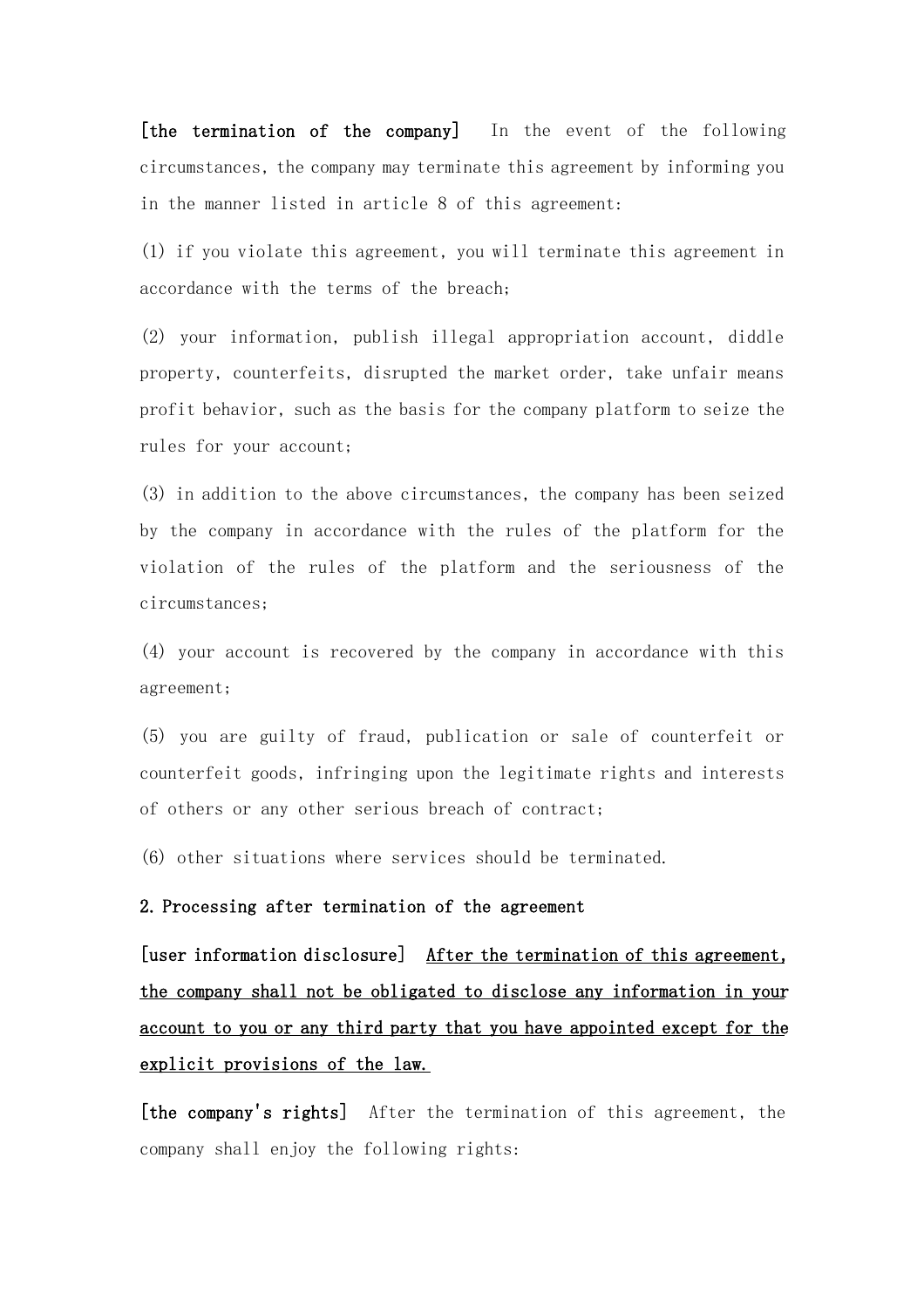**[the termination of the company]** In the event of the following circumstances, the company may terminate this agreement by informing you in the manner listed in article 8 of this agreement:

(1) if you violate this agreement, you will terminate this agreement in accordance with the terms of the breach;

(2) your information, publish illegal appropriation account, diddle property, counterfeits, disrupted the market order, take unfair means profit behavior, such as the basis for the company platform to seize the rules for your account;

(3) in addition to the above circumstances, the company has been seized by the company in accordance with the rules of the platform for the violation of the rules of the platform and the seriousness of the circumstances;

(4) your account is recovered by the company in accordance with this agreement;

(5) you are guilty of fraud, publication or sale of counterfeit or counterfeit goods, infringing upon the legitimate rights and interests of others or any other serious breach of contract;

(6) other situations where services should be terminated.

**2. Processing after termination of the agreement**

**[user information disclosure]** <u>After the termination of this agreement, the company shall not be obligated to disclose any information in your account to you or any third party that you have appointed except for the explicit provisions of the law.</u>

**[the company's rights]** After the termination of this agreement, the company shall enjoy the following rights: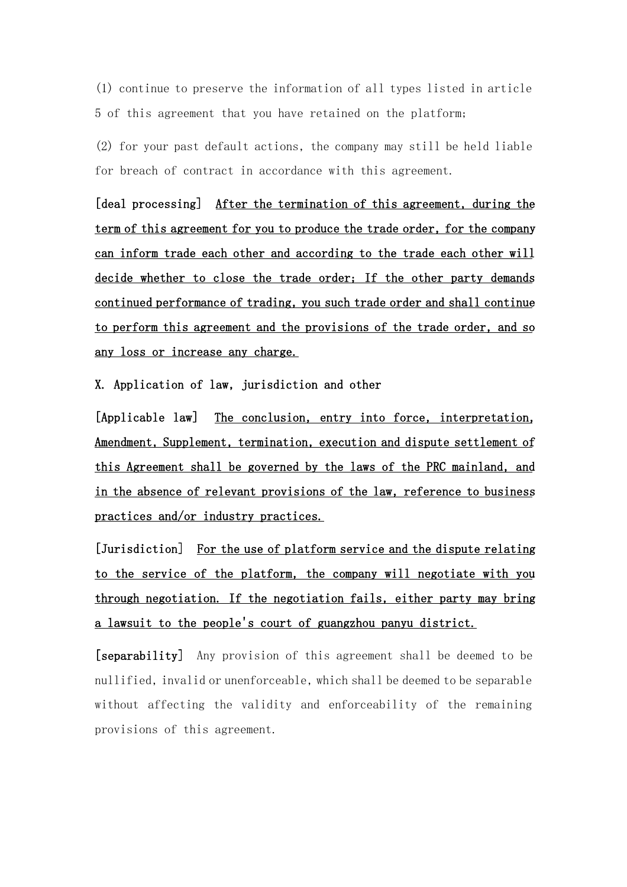(1) continue to preserve the information of all types listed in article 5 of this agreement that you have retained on the platform;

(2) for your past default actions, the company may still be held liable for breach of contract in accordance with this agreement.

**[deal processing]** <u>**After the termination of this agreement, during the term of this agreement for you to produce the trade order, for the company can inform trade each other and according to the trade each other will decide whether to close the trade order; If the other party demands continued performance of trading, you such trade order and shall continue to perform this agreement and the provisions of the trade order, and so any loss or increase any charge.**</u>

**X. Application of law, jurisdiction and other**

**[Applicable law]** <u>**The conclusion, entry into force, interpretation, Amendment, Supplement, termination, execution and dispute settlement of this Agreement shall be governed by the laws of the PRC mainland, and in the absence of relevant provisions of the law, reference to business practices and/or industry practices.**</u>

**[Jurisdiction]** <u>**For the use of platform service and the dispute relating to the service of the platform, the company will negotiate with you through negotiation. If the negotiation fails, either party may bring a lawsuit to the people's court of guangzhou panyu district.**</u>

**[separability]** Any provision of this agreement shall be deemed to be nullified, invalid or unenforceable, which shall be deemed to be separable without affecting the validity and enforceability of the remaining provisions of this agreement.